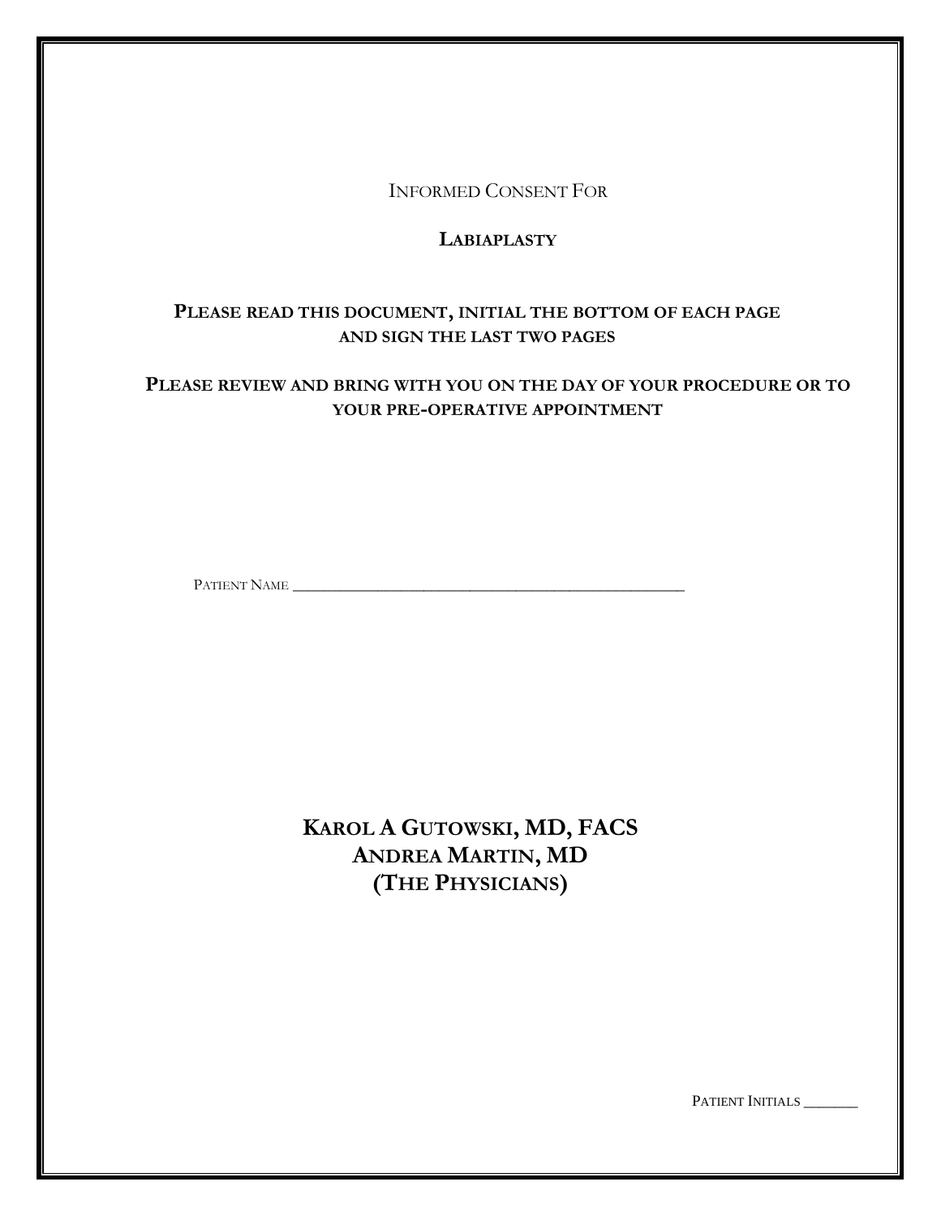INFORMED CONSENT FOR

# LABIAPLASTY

**PLEASE READ THIS DOCUMENT, INITIAL THE BOTTOM OF EACH PAGE AND SIGN THE LAST TWO PAGES**

**PLEASE REVIEW AND BRING WITH YOU ON THE DAY OF YOUR PROCEDURE OR TO YOUR PRE-OPERATIVE APPOINTMENT**

PATIENT NAME ___________________________________________________

## KAROL A GUTOWSKI, MD, FACS
## ANDREA MARTIN, MD
## (THE PHYSICIANS)

PATIENT INITIALS _______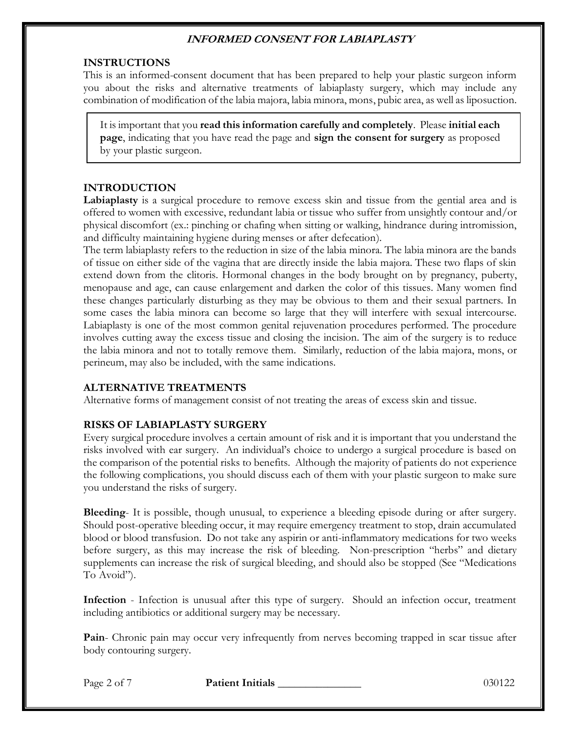# INFORMED CONSENT FOR LABIAPLASTY

## INSTRUCTIONS

This is an informed-consent document that has been prepared to help your plastic surgeon inform you about the risks and alternative treatments of labiaplasty surgery, which may include any combination of modification of the labia majora, labia minora, mons, pubic area, as well as liposuction.

> It is important that you **read this information carefully and completely**. Please **initial each page**, indicating that you have read the page and **sign the consent for surgery** as proposed by your plastic surgeon.

## INTRODUCTION

**Labiaplasty** is a surgical procedure to remove excess skin and tissue from the gential area and is offered to women with excessive, redundant labia or tissue who suffer from unsightly contour and/or physical discomfort (ex.: pinching or chafing when sitting or walking, hindrance during intromission, and difficulty maintaining hygiene during menses or after defecation).

The term labiaplasty refers to the reduction in size of the labia minora. The labia minora are the bands of tissue on either side of the vagina that are directly inside the labia majora. These two flaps of skin extend down from the clitoris. Hormonal changes in the body brought on by pregnancy, puberty, menopause and age, can cause enlargement and darken the color of this tissues. Many women find these changes particularly disturbing as they may be obvious to them and their sexual partners. In some cases the labia minora can become so large that they will interfere with sexual intercourse. Labiaplasty is one of the most common genital rejuvenation procedures performed. The procedure involves cutting away the excess tissue and closing the incision. The aim of the surgery is to reduce the labia minora and not to totally remove them. Similarly, reduction of the labia majora, mons, or perineum, may also be included, with the same indications.

## ALTERNATIVE TREATMENTS

Alternative forms of management consist of not treating the areas of excess skin and tissue.

## RISKS OF LABIAPLASTY SURGERY

Every surgical procedure involves a certain amount of risk and it is important that you understand the risks involved with ear surgery. An individual's choice to undergo a surgical procedure is based on the comparison of the potential risks to benefits. Although the majority of patients do not experience the following complications, you should discuss each of them with your plastic surgeon to make sure you understand the risks of surgery.

**Bleeding**- It is possible, though unusual, to experience a bleeding episode during or after surgery. Should post-operative bleeding occur, it may require emergency treatment to stop, drain accumulated blood or blood transfusion. Do not take any aspirin or anti-inflammatory medications for two weeks before surgery, as this may increase the risk of bleeding. Non-prescription "herbs" and dietary supplements can increase the risk of surgical bleeding, and should also be stopped (See "Medications To Avoid").

**Infection** - Infection is unusual after this type of surgery. Should an infection occur, treatment including antibiotics or additional surgery may be necessary.

**Pain**- Chronic pain may occur very infrequently from nerves becoming trapped in scar tissue after body contouring surgery.

**Patient Initials** _______________ 030122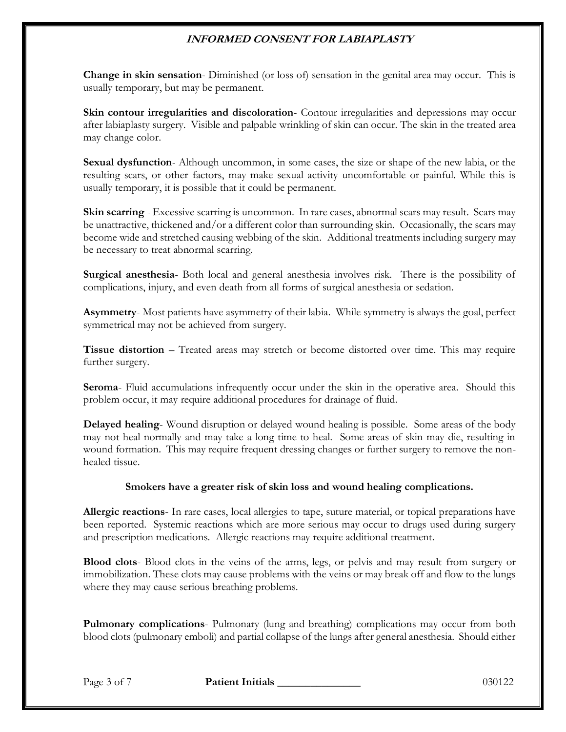**Change in skin sensation**- Diminished (or loss of) sensation in the genital area may occur. This is usually temporary, but may be permanent.

**Skin contour irregularities and discoloration**- Contour irregularities and depressions may occur after labiaplasty surgery. Visible and palpable wrinkling of skin can occur. The skin in the treated area may change color.

**Sexual dysfunction**- Although uncommon, in some cases, the size or shape of the new labia, or the resulting scars, or other factors, may make sexual activity uncomfortable or painful. While this is usually temporary, it is possible that it could be permanent.

**Skin scarring** - Excessive scarring is uncommon. In rare cases, abnormal scars may result. Scars may be unattractive, thickened and/or a different color than surrounding skin. Occasionally, the scars may become wide and stretched causing webbing of the skin. Additional treatments including surgery may be necessary to treat abnormal scarring.

**Surgical anesthesia**- Both local and general anesthesia involves risk. There is the possibility of complications, injury, and even death from all forms of surgical anesthesia or sedation.

**Asymmetry**- Most patients have asymmetry of their labia. While symmetry is always the goal, perfect symmetrical may not be achieved from surgery.

**Tissue distortion** – Treated areas may stretch or become distorted over time. This may require further surgery.

**Seroma**- Fluid accumulations infrequently occur under the skin in the operative area. Should this problem occur, it may require additional procedures for drainage of fluid.

**Delayed healing**- Wound disruption or delayed wound healing is possible. Some areas of the body may not heal normally and may take a long time to heal. Some areas of skin may die, resulting in wound formation. This may require frequent dressing changes or further surgery to remove the non-healed tissue.

**Smokers have a greater risk of skin loss and wound healing complications.**

**Allergic reactions**- In rare cases, local allergies to tape, suture material, or topical preparations have been reported. Systemic reactions which are more serious may occur to drugs used during surgery and prescription medications. Allergic reactions may require additional treatment.

**Blood clots**- Blood clots in the veins of the arms, legs, or pelvis and may result from surgery or immobilization. These clots may cause problems with the veins or may break off and flow to the lungs where they may cause serious breathing problems.

**Pulmonary complications**- Pulmonary (lung and breathing) complications may occur from both blood clots (pulmonary emboli) and partial collapse of the lungs after general anesthesia. Should either

**Patient Initials** _______________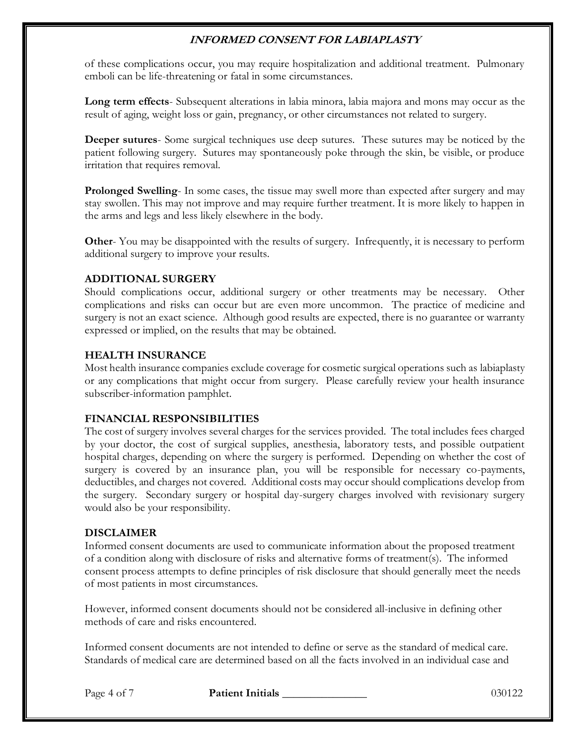of these complications occur, you may require hospitalization and additional treatment. Pulmonary emboli can be life-threatening or fatal in some circumstances.

**Long term effects**- Subsequent alterations in labia minora, labia majora and mons may occur as the result of aging, weight loss or gain, pregnancy, or other circumstances not related to surgery.

**Deeper sutures**- Some surgical techniques use deep sutures. These sutures may be noticed by the patient following surgery. Sutures may spontaneously poke through the skin, be visible, or produce irritation that requires removal.

**Prolonged Swelling**- In some cases, the tissue may swell more than expected after surgery and may stay swollen. This may not improve and may require further treatment. It is more likely to happen in the arms and legs and less likely elsewhere in the body.

**Other**- You may be disappointed with the results of surgery. Infrequently, it is necessary to perform additional surgery to improve your results.

## ADDITIONAL SURGERY

Should complications occur, additional surgery or other treatments may be necessary. Other complications and risks can occur but are even more uncommon. The practice of medicine and surgery is not an exact science. Although good results are expected, there is no guarantee or warranty expressed or implied, on the results that may be obtained.

## HEALTH INSURANCE

Most health insurance companies exclude coverage for cosmetic surgical operations such as labiaplasty or any complications that might occur from surgery. Please carefully review your health insurance subscriber-information pamphlet.

## FINANCIAL RESPONSIBILITIES

The cost of surgery involves several charges for the services provided. The total includes fees charged by your doctor, the cost of surgical supplies, anesthesia, laboratory tests, and possible outpatient hospital charges, depending on where the surgery is performed. Depending on whether the cost of surgery is covered by an insurance plan, you will be responsible for necessary co-payments, deductibles, and charges not covered. Additional costs may occur should complications develop from the surgery. Secondary surgery or hospital day-surgery charges involved with revisionary surgery would also be your responsibility.

## DISCLAIMER

Informed consent documents are used to communicate information about the proposed treatment of a condition along with disclosure of risks and alternative forms of treatment(s). The informed consent process attempts to define principles of risk disclosure that should generally meet the needs of most patients in most circumstances.

However, informed consent documents should not be considered all-inclusive in defining other methods of care and risks encountered.

Informed consent documents are not intended to define or serve as the standard of medical care. Standards of medical care are determined based on all the facts involved in an individual case and

**Patient Initials** _______________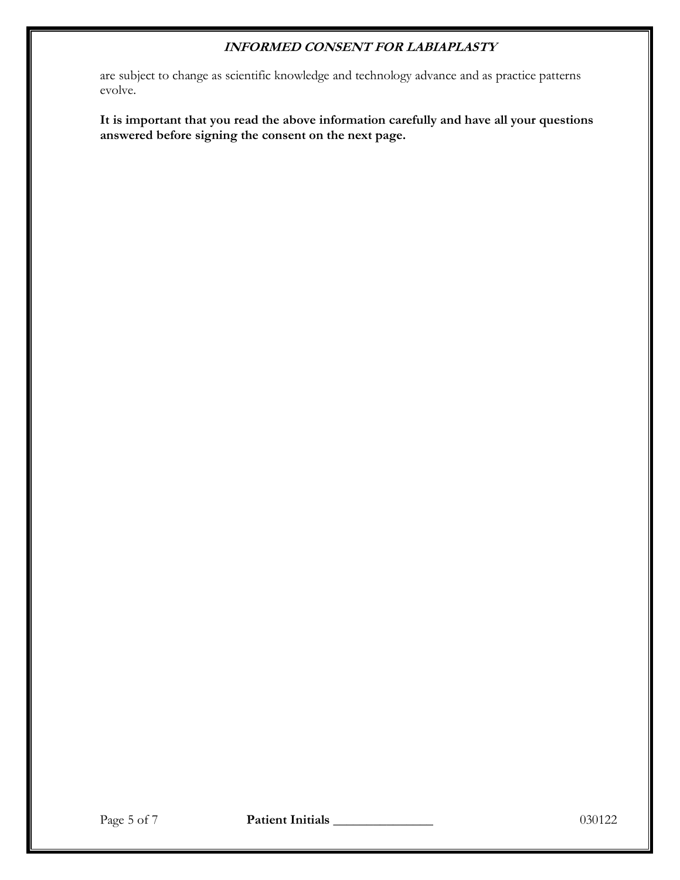are subject to change as scientific knowledge and technology advance and as practice patterns evolve.

**It is important that you read the above information carefully and have all your questions answered before signing the consent on the next page.**

**Patient Initials** _______________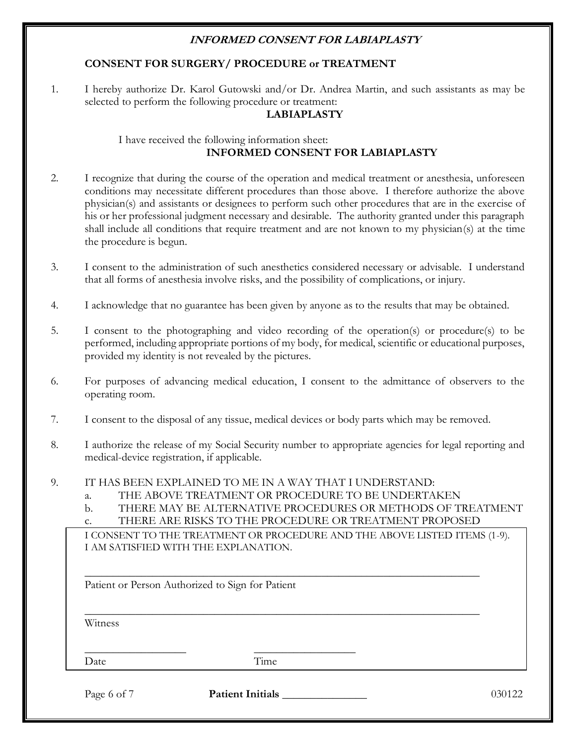## *INFORMED CONSENT FOR LABIAPLASTY*

### CONSENT FOR SURGERY/ PROCEDURE or TREATMENT

1. I hereby authorize Dr. Karol Gutowski and/or Dr. Andrea Martin, and such assistants as may be selected to perform the following procedure or treatment:

   **LABIAPLASTY**

   I have received the following information sheet:

   **INFORMED CONSENT FOR LABIAPLASTY**

2. I recognize that during the course of the operation and medical treatment or anesthesia, unforeseen conditions may necessitate different procedures than those above. I therefore authorize the above physician(s) and assistants or designees to perform such other procedures that are in the exercise of his or her professional judgment necessary and desirable. The authority granted under this paragraph shall include all conditions that require treatment and are not known to my physician(s) at the time the procedure is begun.

3. I consent to the administration of such anesthetics considered necessary or advisable. I understand that all forms of anesthesia involve risks, and the possibility of complications, or injury.

4. I acknowledge that no guarantee has been given by anyone as to the results that may be obtained.

5. I consent to the photographing and video recording of the operation(s) or procedure(s) to be performed, including appropriate portions of my body, for medical, scientific or educational purposes, provided my identity is not revealed by the pictures.

6. For purposes of advancing medical education, I consent to the admittance of observers to the operating room.

7. I consent to the disposal of any tissue, medical devices or body parts which may be removed.

8. I authorize the release of my Social Security number to appropriate agencies for legal reporting and medical-device registration, if applicable.

9. IT HAS BEEN EXPLAINED TO ME IN A WAY THAT I UNDERSTAND:
   a. THE ABOVE TREATMENT OR PROCEDURE TO BE UNDERTAKEN
   b. THERE MAY BE ALTERNATIVE PROCEDURES OR METHODS OF TREATMENT
   c. THERE ARE RISKS TO THE PROCEDURE OR TREATMENT PROPOSED

I CONSENT TO THE TREATMENT OR PROCEDURE AND THE ABOVE LISTED ITEMS (1-9).
I AM SATISFIED WITH THE EXPLANATION.

______________________________________________

Patient or Person Authorized to Sign for Patient

______________________________________________

Witness

__________________ __________________

Date Time

**Patient Initials** _______________

030122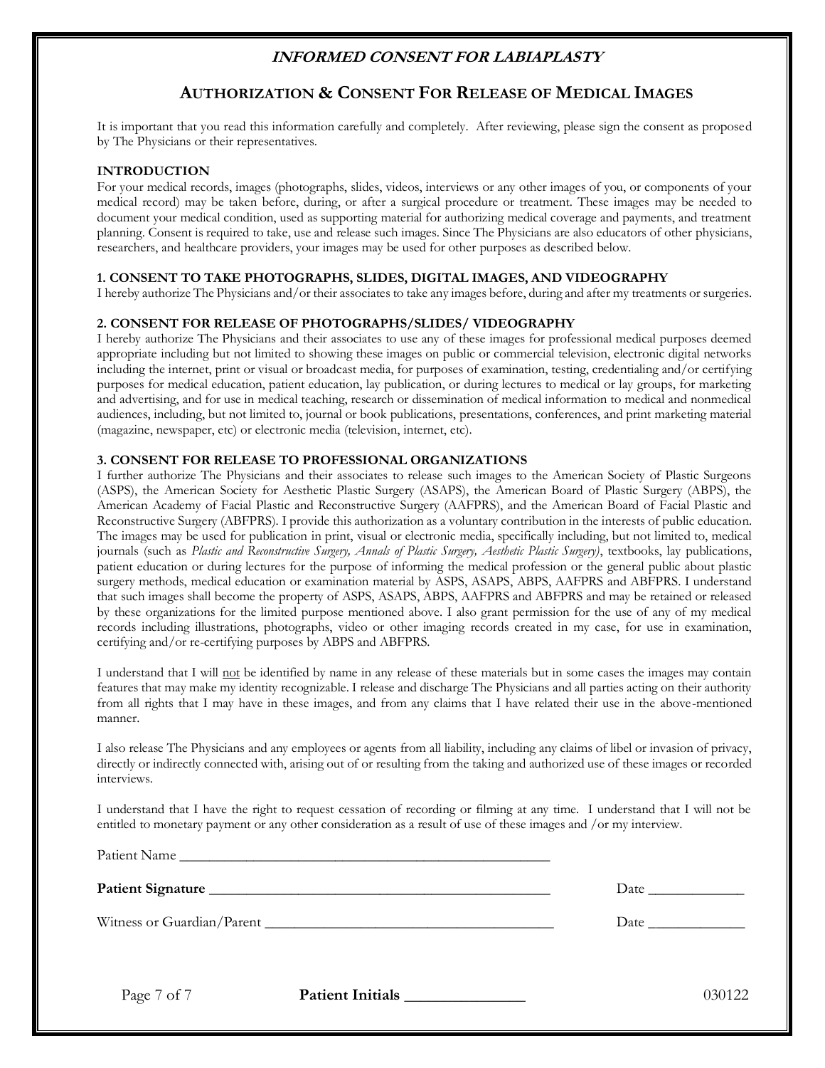## *INFORMED CONSENT FOR LABIAPLASTY*

## AUTHORIZATION & CONSENT FOR RELEASE OF MEDICAL IMAGES

It is important that you read this information carefully and completely. After reviewing, please sign the consent as proposed by The Physicians or their representatives.

### INTRODUCTION

For your medical records, images (photographs, slides, videos, interviews or any other images of you, or components of your medical record) may be taken before, during, or after a surgical procedure or treatment. These images may be needed to document your medical condition, used as supporting material for authorizing medical coverage and payments, and treatment planning. Consent is required to take, use and release such images. Since The Physicians are also educators of other physicians, researchers, and healthcare providers, your images may be used for other purposes as described below.

### 1. CONSENT TO TAKE PHOTOGRAPHS, SLIDES, DIGITAL IMAGES, AND VIDEOGRAPHY

I hereby authorize The Physicians and/or their associates to take any images before, during and after my treatments or surgeries.

### 2. CONSENT FOR RELEASE OF PHOTOGRAPHS/SLIDES/ VIDEOGRAPHY

I hereby authorize The Physicians and their associates to use any of these images for professional medical purposes deemed appropriate including but not limited to showing these images on public or commercial television, electronic digital networks including the internet, print or visual or broadcast media, for purposes of examination, testing, credentialing and/or certifying purposes for medical education, patient education, lay publication, or during lectures to medical or lay groups, for marketing and advertising, and for use in medical teaching, research or dissemination of medical information to medical and nonmedical audiences, including, but not limited to, journal or book publications, presentations, conferences, and print marketing material (magazine, newspaper, etc) or electronic media (television, internet, etc).

### 3. CONSENT FOR RELEASE TO PROFESSIONAL ORGANIZATIONS

I further authorize The Physicians and their associates to release such images to the American Society of Plastic Surgeons (ASPS), the American Society for Aesthetic Plastic Surgery (ASAPS), the American Board of Plastic Surgery (ABPS), the American Academy of Facial Plastic and Reconstructive Surgery (AAFPRS), and the American Board of Facial Plastic and Reconstructive Surgery (ABFPRS). I provide this authorization as a voluntary contribution in the interests of public education. The images may be used for publication in print, visual or electronic media, specifically including, but not limited to, medical journals (such as *Plastic and Reconstructive Surgery, Annals of Plastic Surgery, Aesthetic Plastic Surgery)*, textbooks, lay publications, patient education or during lectures for the purpose of informing the medical profession or the general public about plastic surgery methods, medical education or examination material by ASPS, ASAPS, ABPS, AAFPRS and ABFPRS. I understand that such images shall become the property of ASPS, ASAPS, ABPS, AAFPRS and ABFPRS and may be retained or released by these organizations for the limited purpose mentioned above. I also grant permission for the use of any of my medical records including illustrations, photographs, video or other imaging records created in my case, for use in examination, certifying and/or re-certifying purposes by ABPS and ABFPRS.

I understand that I will <u>not</u> be identified by name in any release of these materials but in some cases the images may contain features that may make my identity recognizable. I release and discharge The Physicians and all parties acting on their authority from all rights that I may have in these images, and from any claims that I have related their use in the above-mentioned manner.

I also release The Physicians and any employees or agents from all liability, including any claims of libel or invasion of privacy, directly or indirectly connected with, arising out of or resulting from the taking and authorized use of these images or recorded interviews.

I understand that I have the right to request cessation of recording or filming at any time. I understand that I will not be entitled to monetary payment or any other consideration as a result of use of these images and /or my interview.

Patient Name ____________________________________________________

**Patient Signature** ______________________________________________ Date ____________

Witness or Guardian/Parent ________________________________________ Date ____________

**Patient Initials** ______________

030122